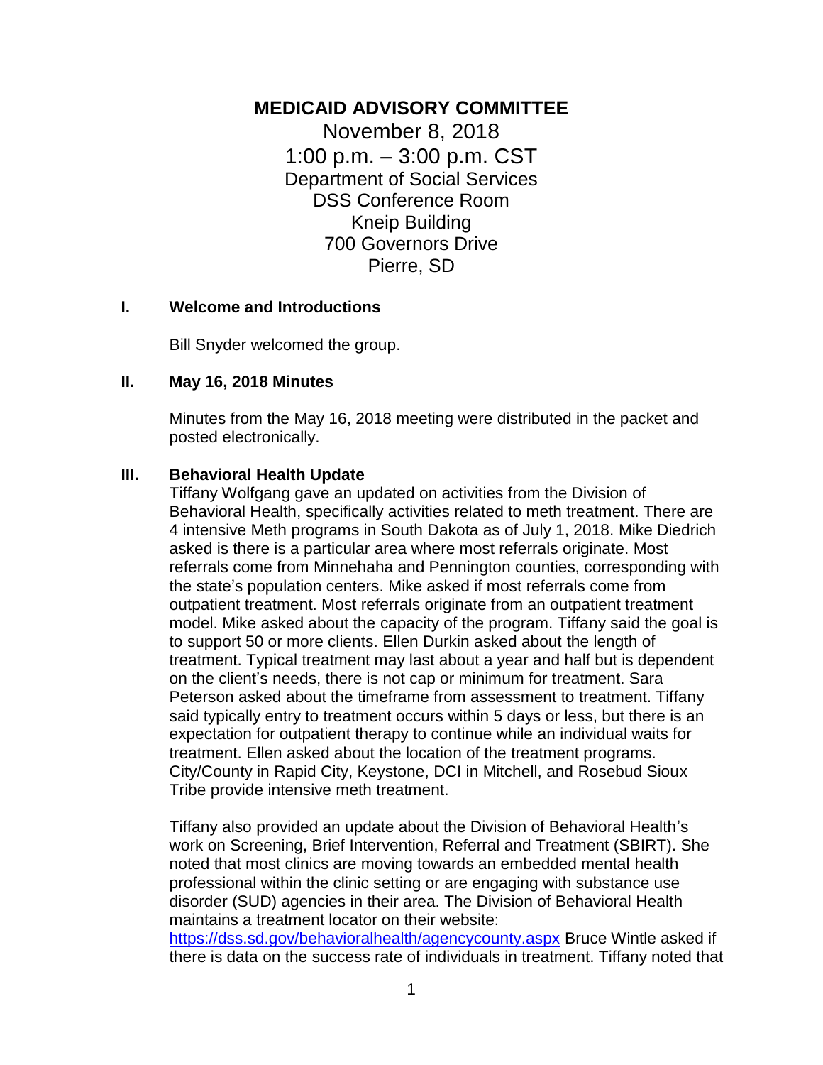# MEDICAID ADVISORY COMMITTEE

November 8, 2018
1:00 p.m. – 3:00 p.m. CST
Department of Social Services
DSS Conference Room
Kneip Building
700 Governors Drive
Pierre, SD

## I. Welcome and Introductions

Bill Snyder welcomed the group.

## II. May 16, 2018 Minutes

Minutes from the May 16, 2018 meeting were distributed in the packet and posted electronically.

## III. Behavioral Health Update

Tiffany Wolfgang gave an updated on activities from the Division of Behavioral Health, specifically activities related to meth treatment. There are 4 intensive Meth programs in South Dakota as of July 1, 2018. Mike Diedrich asked is there is a particular area where most referrals originate. Most referrals come from Minnehaha and Pennington counties, corresponding with the state's population centers. Mike asked if most referrals come from outpatient treatment. Most referrals originate from an outpatient treatment model. Mike asked about the capacity of the program. Tiffany said the goal is to support 50 or more clients. Ellen Durkin asked about the length of treatment. Typical treatment may last about a year and half but is dependent on the client's needs, there is not cap or minimum for treatment. Sara Peterson asked about the timeframe from assessment to treatment. Tiffany said typically entry to treatment occurs within 5 days or less, but there is an expectation for outpatient therapy to continue while an individual waits for treatment. Ellen asked about the location of the treatment programs. City/County in Rapid City, Keystone, DCI in Mitchell, and Rosebud Sioux Tribe provide intensive meth treatment.

Tiffany also provided an update about the Division of Behavioral Health's work on Screening, Brief Intervention, Referral and Treatment (SBIRT). She noted that most clinics are moving towards an embedded mental health professional within the clinic setting or are engaging with substance use disorder (SUD) agencies in their area. The Division of Behavioral Health maintains a treatment locator on their website: https://dss.sd.gov/behavioralhealth/agencycounty.aspx Bruce Wintle asked if there is data on the success rate of individuals in treatment. Tiffany noted that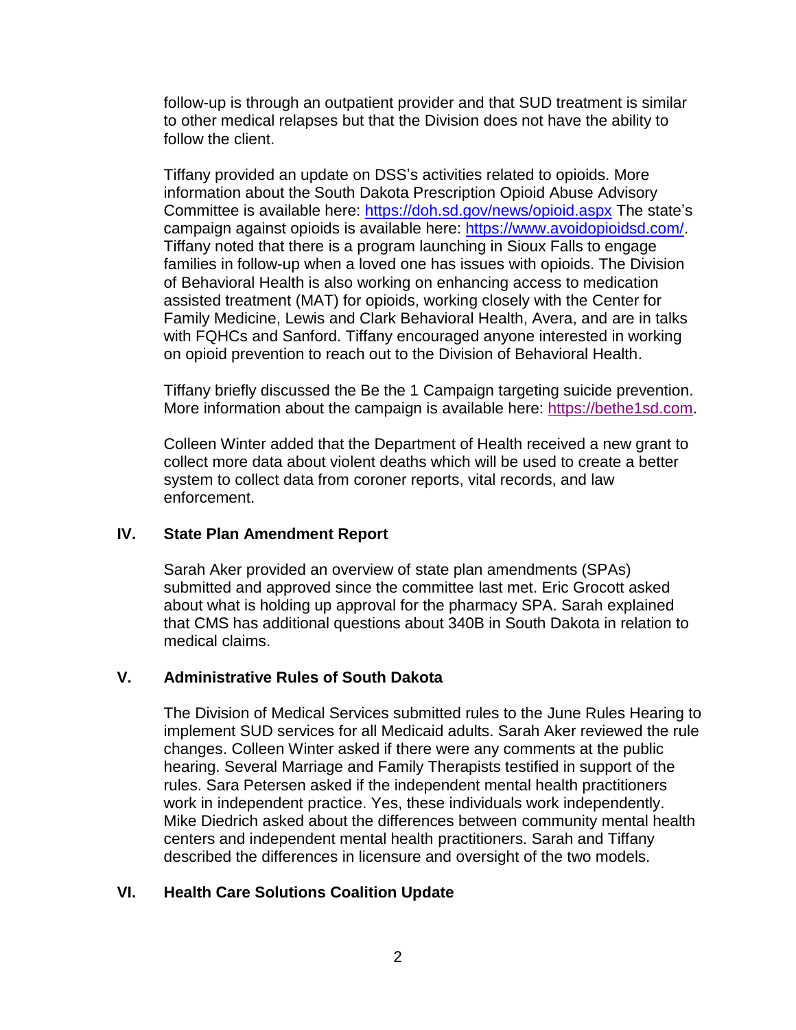follow-up is through an outpatient provider and that SUD treatment is similar to other medical relapses but that the Division does not have the ability to follow the client.

Tiffany provided an update on DSS's activities related to opioids. More information about the South Dakota Prescription Opioid Abuse Advisory Committee is available here: https://doh.sd.gov/news/opioid.aspx The state's campaign against opioids is available here: https://www.avoidopioidsd.com/. Tiffany noted that there is a program launching in Sioux Falls to engage families in follow-up when a loved one has issues with opioids. The Division of Behavioral Health is also working on enhancing access to medication assisted treatment (MAT) for opioids, working closely with the Center for Family Medicine, Lewis and Clark Behavioral Health, Avera, and are in talks with FQHCs and Sanford. Tiffany encouraged anyone interested in working on opioid prevention to reach out to the Division of Behavioral Health.

Tiffany briefly discussed the Be the 1 Campaign targeting suicide prevention. More information about the campaign is available here: https://bethe1sd.com.

Colleen Winter added that the Department of Health received a new grant to collect more data about violent deaths which will be used to create a better system to collect data from coroner reports, vital records, and law enforcement.

## IV. State Plan Amendment Report

Sarah Aker provided an overview of state plan amendments (SPAs) submitted and approved since the committee last met. Eric Grocott asked about what is holding up approval for the pharmacy SPA. Sarah explained that CMS has additional questions about 340B in South Dakota in relation to medical claims.

## V. Administrative Rules of South Dakota

The Division of Medical Services submitted rules to the June Rules Hearing to implement SUD services for all Medicaid adults. Sarah Aker reviewed the rule changes. Colleen Winter asked if there were any comments at the public hearing. Several Marriage and Family Therapists testified in support of the rules. Sara Petersen asked if the independent mental health practitioners work in independent practice. Yes, these individuals work independently. Mike Diedrich asked about the differences between community mental health centers and independent mental health practitioners. Sarah and Tiffany described the differences in licensure and oversight of the two models.

## VI. Health Care Solutions Coalition Update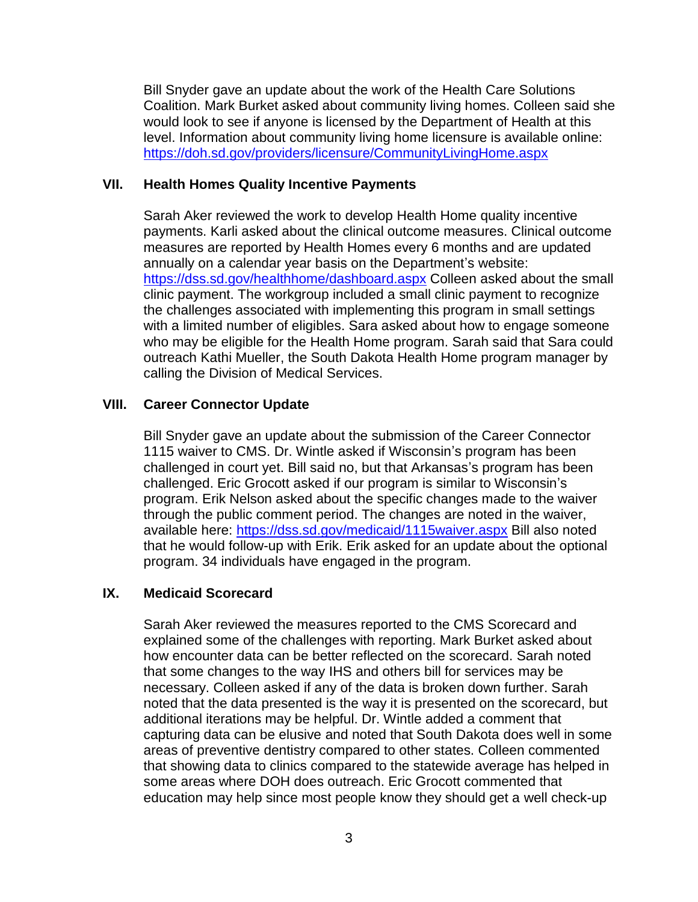Bill Snyder gave an update about the work of the Health Care Solutions Coalition. Mark Burket asked about community living homes. Colleen said she would look to see if anyone is licensed by the Department of Health at this level. Information about community living home licensure is available online: [https://doh.sd.gov/providers/licensure/CommunityLivingHome.aspx](https://doh.sd.gov/providers/licensure/CommunityLivingHome.aspx)

## VII. Health Homes Quality Incentive Payments

Sarah Aker reviewed the work to develop Health Home quality incentive payments. Karli asked about the clinical outcome measures. Clinical outcome measures are reported by Health Homes every 6 months and are updated annually on a calendar year basis on the Department's website: [https://dss.sd.gov/healthhome/dashboard.aspx](https://dss.sd.gov/healthhome/dashboard.aspx) Colleen asked about the small clinic payment. The workgroup included a small clinic payment to recognize the challenges associated with implementing this program in small settings with a limited number of eligibles. Sara asked about how to engage someone who may be eligible for the Health Home program. Sarah said that Sara could outreach Kathi Mueller, the South Dakota Health Home program manager by calling the Division of Medical Services.

## VIII. Career Connector Update

Bill Snyder gave an update about the submission of the Career Connector 1115 waiver to CMS. Dr. Wintle asked if Wisconsin's program has been challenged in court yet. Bill said no, but that Arkansas's program has been challenged. Eric Grocott asked if our program is similar to Wisconsin's program. Erik Nelson asked about the specific changes made to the waiver through the public comment period. The changes are noted in the waiver, available here: [https://dss.sd.gov/medicaid/1115waiver.aspx](https://dss.sd.gov/medicaid/1115waiver.aspx) Bill also noted that he would follow-up with Erik. Erik asked for an update about the optional program. 34 individuals have engaged in the program.

## IX. Medicaid Scorecard

Sarah Aker reviewed the measures reported to the CMS Scorecard and explained some of the challenges with reporting. Mark Burket asked about how encounter data can be better reflected on the scorecard. Sarah noted that some changes to the way IHS and others bill for services may be necessary. Colleen asked if any of the data is broken down further. Sarah noted that the data presented is the way it is presented on the scorecard, but additional iterations may be helpful. Dr. Wintle added a comment that capturing data can be elusive and noted that South Dakota does well in some areas of preventive dentistry compared to other states. Colleen commented that showing data to clinics compared to the statewide average has helped in some areas where DOH does outreach. Eric Grocott commented that education may help since most people know they should get a well check-up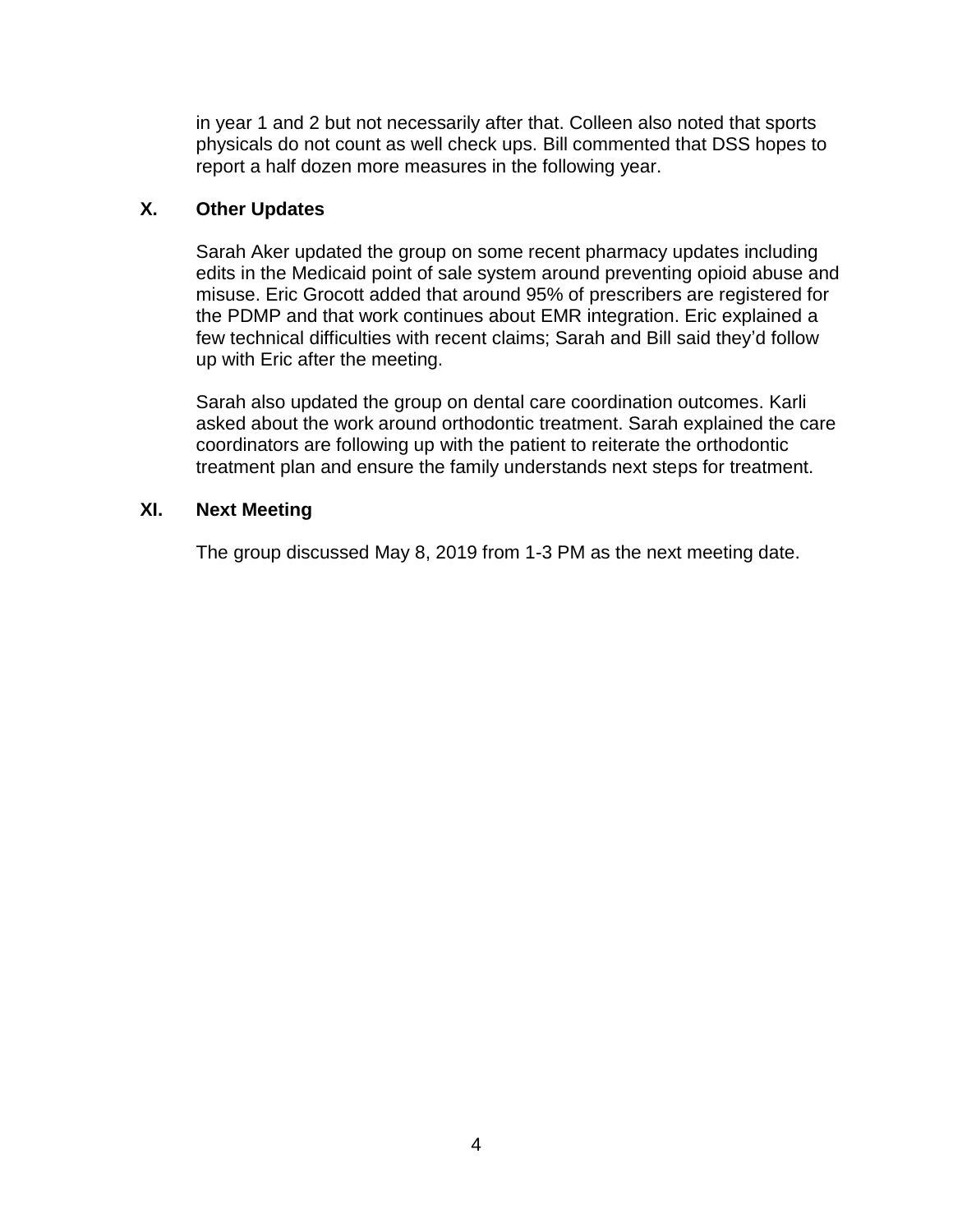in year 1 and 2 but not necessarily after that. Colleen also noted that sports physicals do not count as well check ups. Bill commented that DSS hopes to report a half dozen more measures in the following year.

## X. Other Updates

Sarah Aker updated the group on some recent pharmacy updates including edits in the Medicaid point of sale system around preventing opioid abuse and misuse. Eric Grocott added that around 95% of prescribers are registered for the PDMP and that work continues about EMR integration. Eric explained a few technical difficulties with recent claims; Sarah and Bill said they'd follow up with Eric after the meeting.

Sarah also updated the group on dental care coordination outcomes. Karli asked about the work around orthodontic treatment. Sarah explained the care coordinators are following up with the patient to reiterate the orthodontic treatment plan and ensure the family understands next steps for treatment.

## XI. Next Meeting

The group discussed May 8, 2019 from 1-3 PM as the next meeting date.